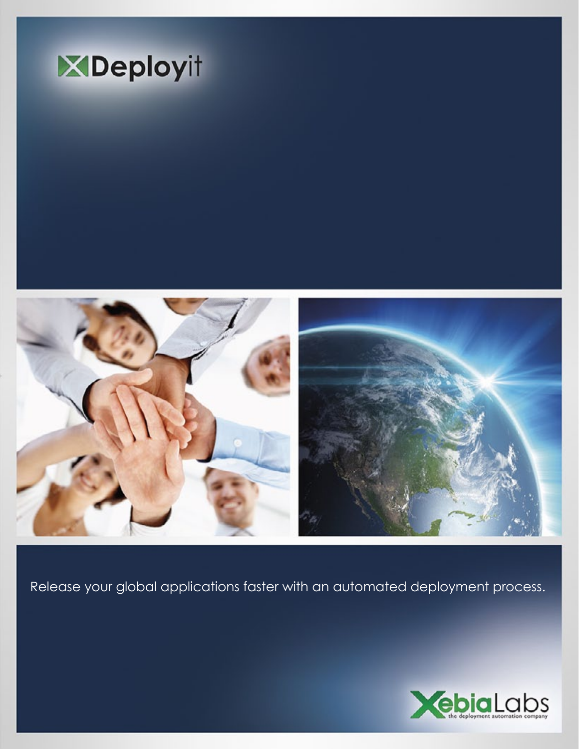# Deployit

Release your global applications faster with an automated deployment process.

XebiaLabs

the deployment automation company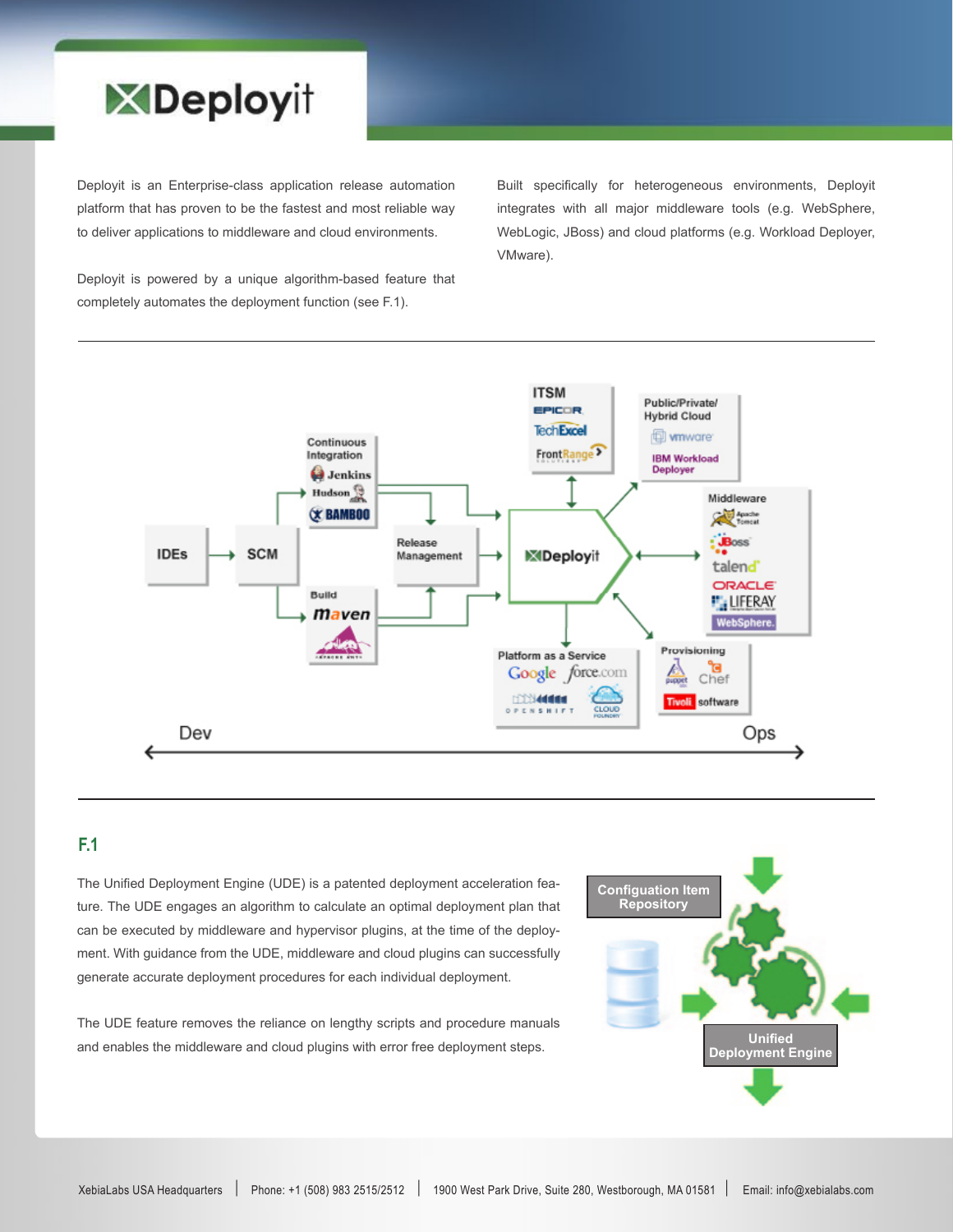# Deployit

Deployit is an Enterprise-class application release automation platform that has proven to be the fastest and most reliable way to deliver applications to middleware and cloud environments.

Deployit is powered by a unique algorithm-based feature that completely automates the deployment function (see F.1).

Built specifically for heterogeneous environments, Deployit integrates with all major middleware tools (e.g. WebSphere, WebLogic, JBoss) and cloud platforms (e.g. Workload Deployer, VMware).

F.1

The Unified Deployment Engine (UDE) is a patented deployment acceleration feature. The UDE engages an algorithm to calculate an optimal deployment plan that can be executed by middleware and hypervisor plugins, at the time of the deployment. With guidance from the UDE, middleware and cloud plugins can successfully generate accurate deployment procedures for each individual deployment.

The UDE feature removes the reliance on lengthy scripts and procedure manuals and enables the middleware and cloud plugins with error free deployment steps.

XebiaLabs USA Headquarters | Phone: +1 (508) 983 2515/2512 | 1900 West Park Drive, Suite 280, Westborough, MA 01581 | Email: info@xebialabs.com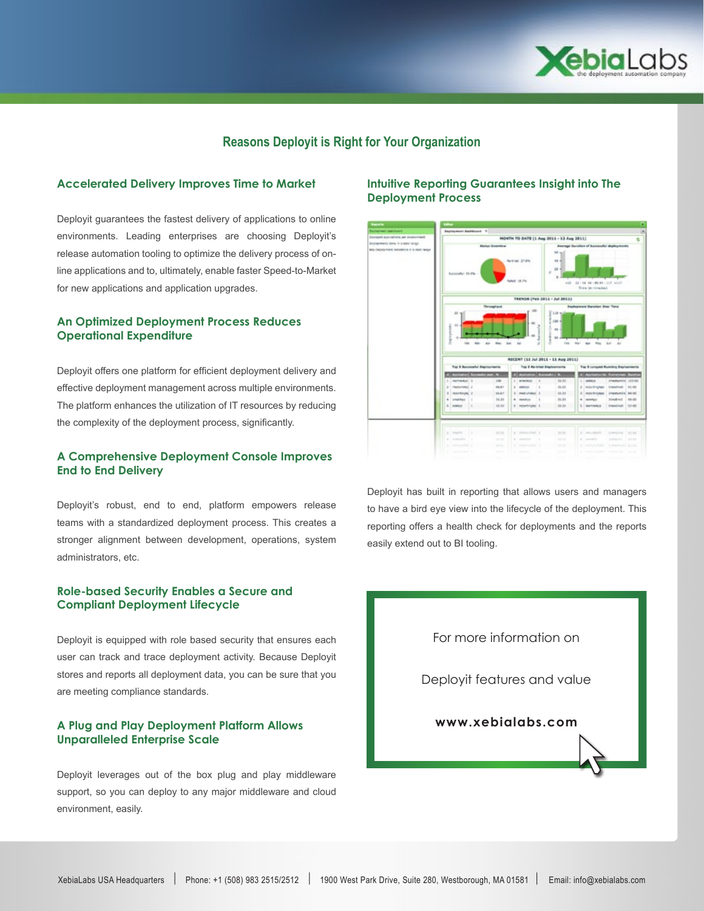# Reasons Deployit is Right for Your Organization

## Accelerated Delivery Improves Time to Market

Deployit guarantees the fastest delivery of applications to online environments. Leading enterprises are choosing Deployit's release automation tooling to optimize the delivery process of online applications and to, ultimately, enable faster Speed-to-Market for new applications and application upgrades.

## An Optimized Deployment Process Reduces Operational Expenditure

Deployit offers one platform for efficient deployment delivery and effective deployment management across multiple environments. The platform enhances the utilization of IT resources by reducing the complexity of the deployment process, significantly.

## A Comprehensive Deployment Console Improves End to End Delivery

Deployit's robust, end to end, platform empowers release teams with a standardized deployment process. This creates a stronger alignment between development, operations, system administrators, etc.

## Role-based Security Enables a Secure and Compliant Deployment Lifecycle

Deployit is equipped with role based security that ensures each user can track and trace deployment activity. Because Deployit stores and reports all deployment data, you can be sure that you are meeting compliance standards.

## A Plug and Play Deployment Platform Allows Unparalleled Enterprise Scale

Deployit leverages out of the box plug and play middleware support, so you can deploy to any major middleware and cloud environment, easily.

## Intuitive Reporting Guarantees Insight into The Deployment Process

Deployit has built in reporting that allows users and managers to have a bird eye view into the lifecycle of the deployment. This reporting offers a health check for deployments and the reports easily extend out to BI tooling.

For more information on

Deployit features and value

**www.xebialabs.com**

XebiaLabs USA Headquarters | Phone: +1 (508) 983 2515/2512 | 1900 West Park Drive, Suite 280, Westborough, MA 01581 | Email: info@xebialabs.com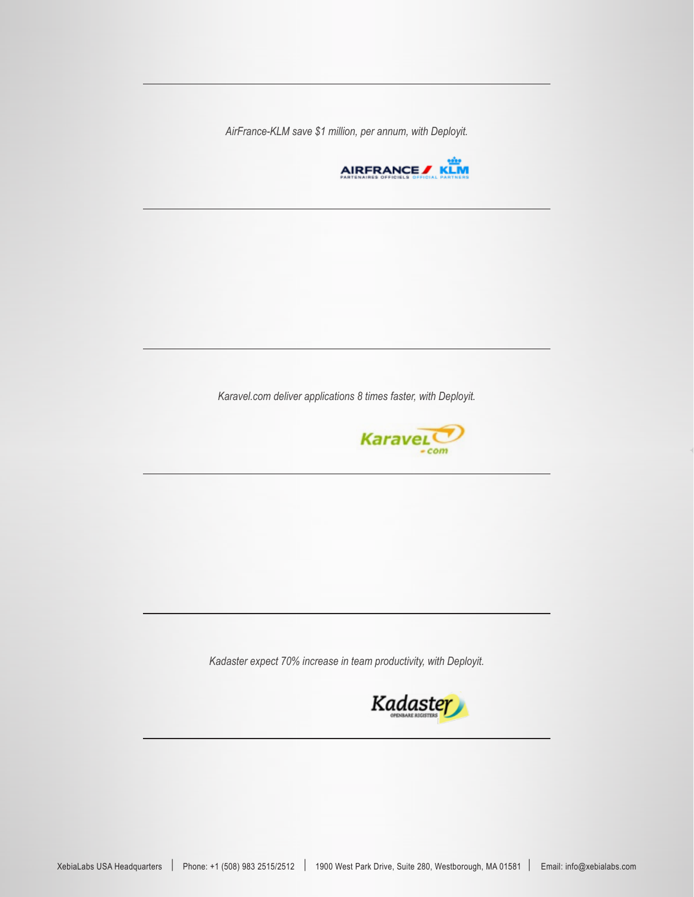---

*AirFrance-KLM save $1 million, per annum, with Deployit.*

---

---

*Karavel.com deliver applications 8 times faster, with Deployit.*

---

---

*Kadaster expect 70% increase in team productivity, with Deployit.*

---

XebiaLabs USA Headquarters | Phone: +1 (508) 983 2515/2512 | 1900 West Park Drive, Suite 280, Westborough, MA 01581 | Email: info@xebialabs.com